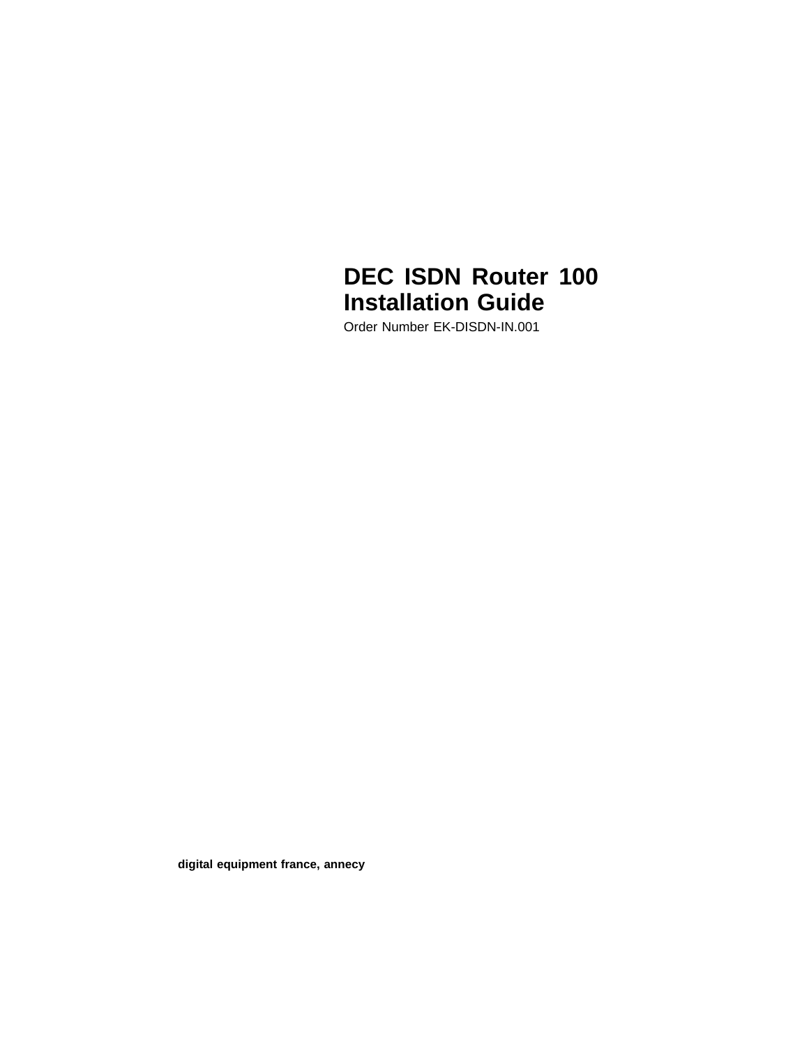# DEC ISDN Router 100 Installation Guide

Order Number EK-DISDN-IN.001

**digital equipment france, annecy**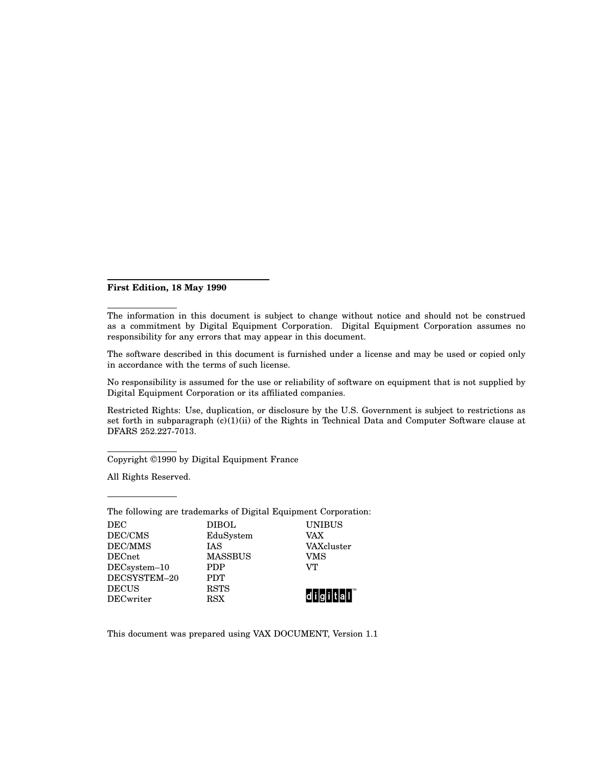**First Edition, 18 May 1990**

The information in this document is subject to change without notice and should not be construed as a commitment by Digital Equipment Corporation. Digital Equipment Corporation assumes no responsibility for any errors that may appear in this document.

The software described in this document is furnished under a license and may be used or copied only in accordance with the terms of such license.

No responsibility is assumed for the use or reliability of software on equipment that is not supplied by Digital Equipment Corporation or its affiliated companies.

Restricted Rights: Use, duplication, or disclosure by the U.S. Government is subject to restrictions as set forth in subparagraph (c)(1)(ii) of the Rights in Technical Data and Computer Software clause at DFARS 252.227-7013.

Copyright ©1990 by Digital Equipment France

All Rights Reserved.

The following are trademarks of Digital Equipment Corporation:

| | | |
|---|---|---|
| DEC | DIBOL | UNIBUS |
| DEC/CMS | EduSystem | VAX |
| DEC/MMS | IAS | VAXcluster |
| DECnet | MASSBUS | VMS |
| DECsystem–10 | PDP | VT |
| DECSYSTEM–20 | PDT | |
| DECUS | RSTS | digital™ |
| DECwriter | RSX | |

This document was prepared using VAX DOCUMENT, Version 1.1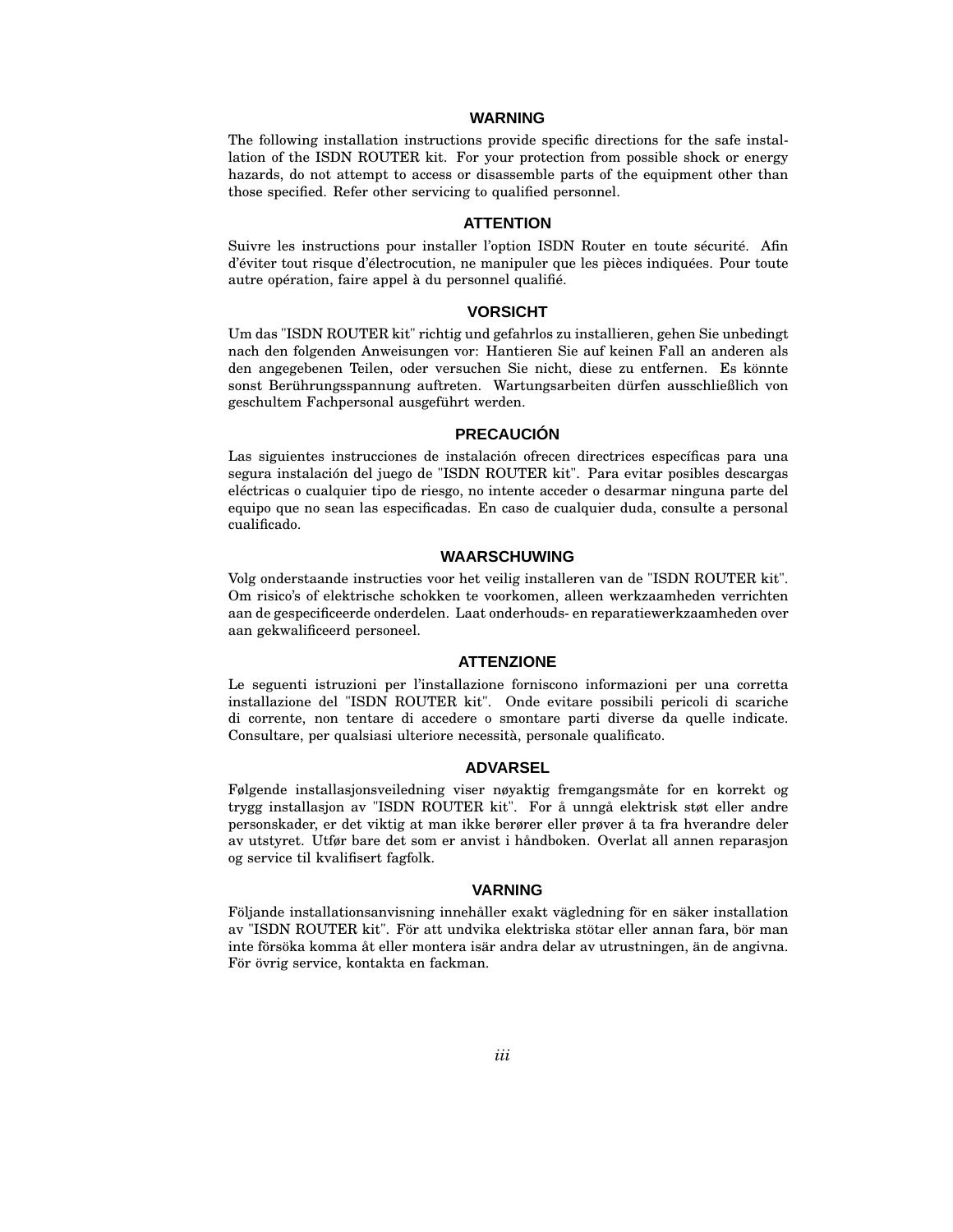## WARNING

The following installation instructions provide specific directions for the safe installation of the ISDN ROUTER kit. For your protection from possible shock or energy hazards, do not attempt to access or disassemble parts of the equipment other than those specified. Refer other servicing to qualified personnel.

## ATTENTION

Suivre les instructions pour installer l'option ISDN Router en toute sécurité. Afin d'éviter tout risque d'électrocution, ne manipuler que les pièces indiquées. Pour toute autre opération, faire appel à du personnel qualifié.

## VORSICHT

Um das "ISDN ROUTER kit" richtig und gefahrlos zu installieren, gehen Sie unbedingt nach den folgenden Anweisungen vor: Hantieren Sie auf keinen Fall an anderen als den angegebenen Teilen, oder versuchen Sie nicht, diese zu entfernen. Es könnte sonst Berührungsspannung auftreten. Wartungsarbeiten dürfen ausschließlich von geschultem Fachpersonal ausgeführt werden.

## PRECAUCIÓN

Las siguientes instrucciones de instalación ofrecen directrices específicas para una segura instalación del juego de "ISDN ROUTER kit". Para evitar posibles descargas eléctricas o cualquier tipo de riesgo, no intente acceder o desarmar ninguna parte del equipo que no sean las especificadas. En caso de cualquier duda, consulte a personal cualificado.

## WAARSCHUWING

Volg onderstaande instructies voor het veilig installeren van de "ISDN ROUTER kit". Om risico's of elektrische schokken te voorkomen, alleen werkzaamheden verrichten aan de gespecificeerde onderdelen. Laat onderhouds- en reparatiewerkzaamheden over aan gekwalificeerd personeel.

## ATTENZIONE

Le seguenti istruzioni per l'installazione forniscono informazioni per una corretta installazione del "ISDN ROUTER kit". Onde evitare possibili pericoli di scariche di corrente, non tentare di accedere o smontare parti diverse da quelle indicate. Consultare, per qualsiasi ulteriore necessità, personale qualificato.

## ADVARSEL

Følgende installasjonsveiledning viser nøyaktig fremgangsmåte for en korrekt og trygg installasjon av "ISDN ROUTER kit". For å unngå elektrisk støt eller andre personskader, er det viktig at man ikke berører eller prøver å ta fra hverandre deler av utstyret. Utfør bare det som er anvist i håndboken. Overlat all annen reparasjon og service til kvalifisert fagfolk.

## VARNING

Följande installationsanvisning innehåller exakt vägledning för en säker installation av "ISDN ROUTER kit". För att undvika elektriska stötar eller annan fara, bör man inte försöka komma åt eller montera isär andra delar av utrustningen, än de angivna. För övrig service, kontakta en fackman.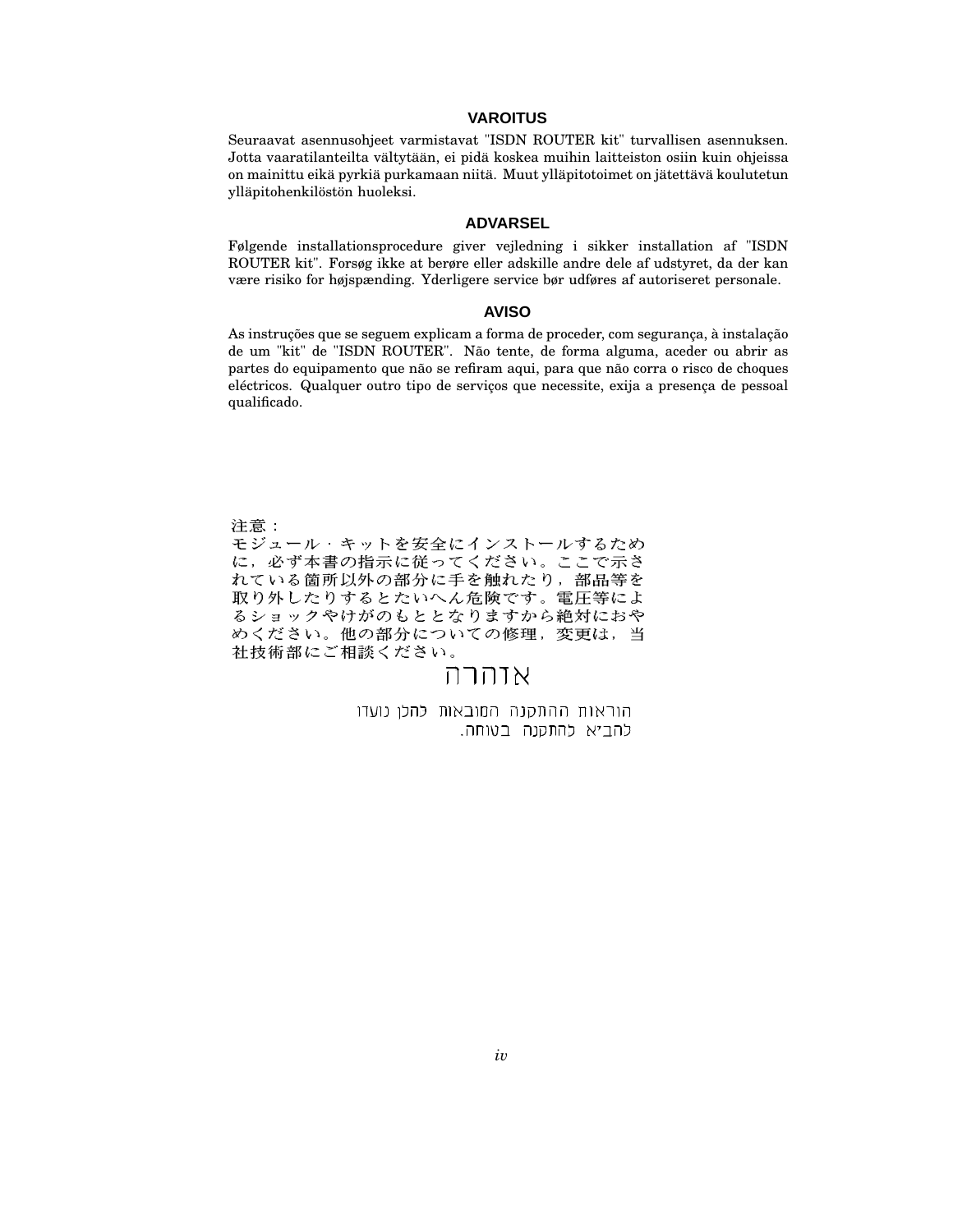## VAROITUS

Seuraavat asennusohjeet varmistavat "ISDN ROUTER kit" turvallisen asennuksen. Jotta vaaratilanteilta vältytään, ei pidä koskea muihin laitteiston osiin kuin ohjeissa on mainittu eikä pyrkiä purkamaan niitä. Muut ylläpitotoimet on jätettävä koulutetun ylläpitohenkilöstön huoleksi.

## ADVARSEL

Følgende installationsprocedure giver vejledning i sikker installation af "ISDN ROUTER kit". Forsøg ikke at berøre eller adskille andre dele af udstyret, da der kan være risiko for højspænding. Yderligere service bør udføres af autoriseret personale.

## AVISO

As instruções que se seguem explicam a forma de proceder, com segurança, à instalação de um "kit" de "ISDN ROUTER". Não tente, de forma alguma, aceder ou abrir as partes do equipamento que não se refiram aqui, para que não corra o risco de choques eléctricos. Qualquer outro tipo de serviços que necessite, exija a presença de pessoal qualificado.

注意：
モジュール・キットを安全にインストールするために，必ず本書の指示に従ってください。ここで示されている箇所以外の部分に手を触れたり，部品等を取り外したりするとたいへん危険です。電圧等によるショックやけがのもととなりますから絶対におやめください。他の部分についての修理，変更は，当社技術部にご相談ください。

## אזהרה

הוראות ההתקנה המובאות להלן נועדו להב״א להתקנה בטוחה.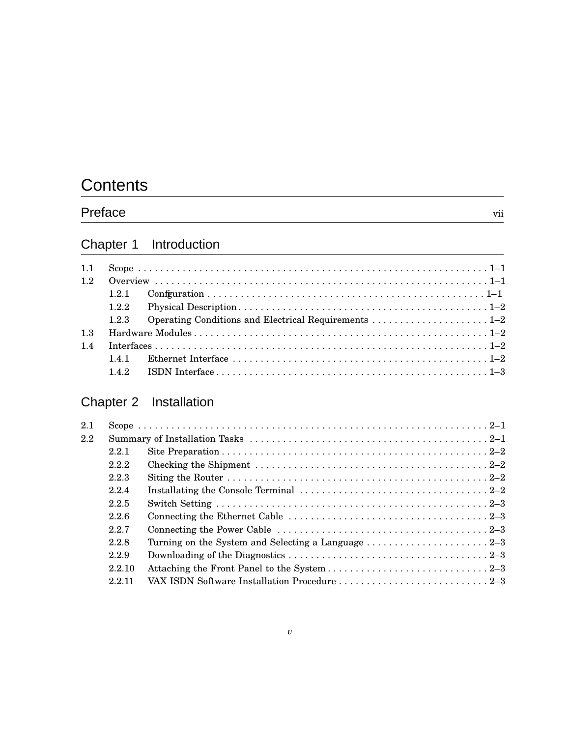# Contents

## Preface ... vii

## Chapter 1 Introduction

- 1.1 Scope ... 1–1
- 1.2 Overview ... 1–1
  - 1.2.1 Configuration ... 1–1
  - 1.2.2 Physical Description ... 1–2
  - 1.2.3 Operating Conditions and Electrical Requirements ... 1–2
- 1.3 Hardware Modules ... 1–2
- 1.4 Interfaces ... 1–2
  - 1.4.1 Ethernet Interface ... 1–2
  - 1.4.2 ISDN Interface ... 1–3

## Chapter 2 Installation

- 2.1 Scope ... 2–1
- 2.2 Summary of Installation Tasks ... 2–1
  - 2.2.1 Site Preparation ... 2–2
  - 2.2.2 Checking the Shipment ... 2–2
  - 2.2.3 Siting the Router ... 2–2
  - 2.2.4 Installating the Console Terminal ... 2–2
  - 2.2.5 Switch Setting ... 2–3
  - 2.2.6 Connecting the Ethernet Cable ... 2–3
  - 2.2.7 Connecting the Power Cable ... 2–3
  - 2.2.8 Turning on the System and Selecting a Language ... 2–3
  - 2.2.9 Downloading of the Diagnostics ... 2–3
  - 2.2.10 Attaching the Front Panel to the System ... 2–3
  - 2.2.11 VAX ISDN Software Installation Procedure ... 2–3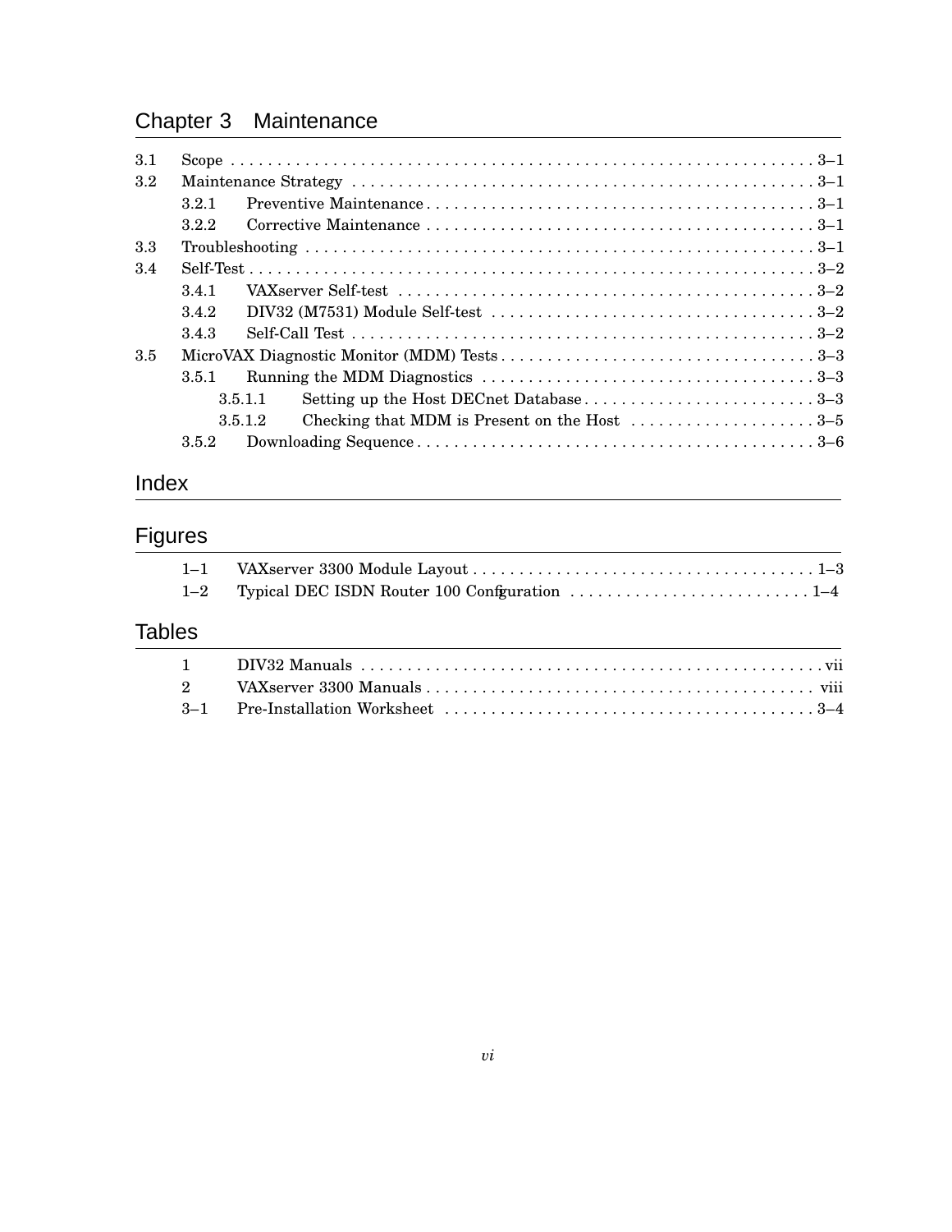## Chapter 3 Maintenance

3.1 Scope . . . . . . . . . . . . . . . . . . . . . . . . . . . . . . . . . . . . . . . . . . . . . . . . . . . . . . . . . . . . . . 3–1
3.2 Maintenance Strategy . . . . . . . . . . . . . . . . . . . . . . . . . . . . . . . . . . . . . . . . . . . . . . . . . . . 3–1
  3.2.1 Preventive Maintenance . . . . . . . . . . . . . . . . . . . . . . . . . . . . . . . . . . . . . . . . . . . 3–1
  3.2.2 Corrective Maintenance . . . . . . . . . . . . . . . . . . . . . . . . . . . . . . . . . . . . . . . . . . . 3–1
3.3 Troubleshooting . . . . . . . . . . . . . . . . . . . . . . . . . . . . . . . . . . . . . . . . . . . . . . . . . . . . . . . 3–1
3.4 Self-Test . . . . . . . . . . . . . . . . . . . . . . . . . . . . . . . . . . . . . . . . . . . . . . . . . . . . . . . . . . . . . 3–2
  3.4.1 VAXserver Self-test . . . . . . . . . . . . . . . . . . . . . . . . . . . . . . . . . . . . . . . . . . . . . 3–2
  3.4.2 DIV32 (M7531) Module Self-test . . . . . . . . . . . . . . . . . . . . . . . . . . . . . . . . . . . 3–2
  3.4.3 Self-Call Test . . . . . . . . . . . . . . . . . . . . . . . . . . . . . . . . . . . . . . . . . . . . . . . . . . . 3–2
3.5 MicroVAX Diagnostic Monitor (MDM) Tests . . . . . . . . . . . . . . . . . . . . . . . . . . . . . . . . . . 3–3
  3.5.1 Running the MDM Diagnostics . . . . . . . . . . . . . . . . . . . . . . . . . . . . . . . . . . . . . 3–3
    3.5.1.1 Setting up the Host DECnet Database . . . . . . . . . . . . . . . . . . . . . . . . . 3–3
    3.5.1.2 Checking that MDM is Present on the Host . . . . . . . . . . . . . . . . . . . . 3–5
  3.5.2 Downloading Sequence . . . . . . . . . . . . . . . . . . . . . . . . . . . . . . . . . . . . . . . . . . . 3–6

## Index

## Figures

1–1 VAXserver 3300 Module Layout . . . . . . . . . . . . . . . . . . . . . . . . . . . . . . . . . . . . . 1–3
1–2 Typical DEC ISDN Router 100 Configuration . . . . . . . . . . . . . . . . . . . . . . . . . . 1–4

## Tables

1 DIV32 Manuals . . . . . . . . . . . . . . . . . . . . . . . . . . . . . . . . . . . . . . . . . . . . . . . . . . vii
2 VAXserver 3300 Manuals . . . . . . . . . . . . . . . . . . . . . . . . . . . . . . . . . . . . . . . . . . . viii
3–1 Pre-Installation Worksheet . . . . . . . . . . . . . . . . . . . . . . . . . . . . . . . . . . . . . . . . 3–4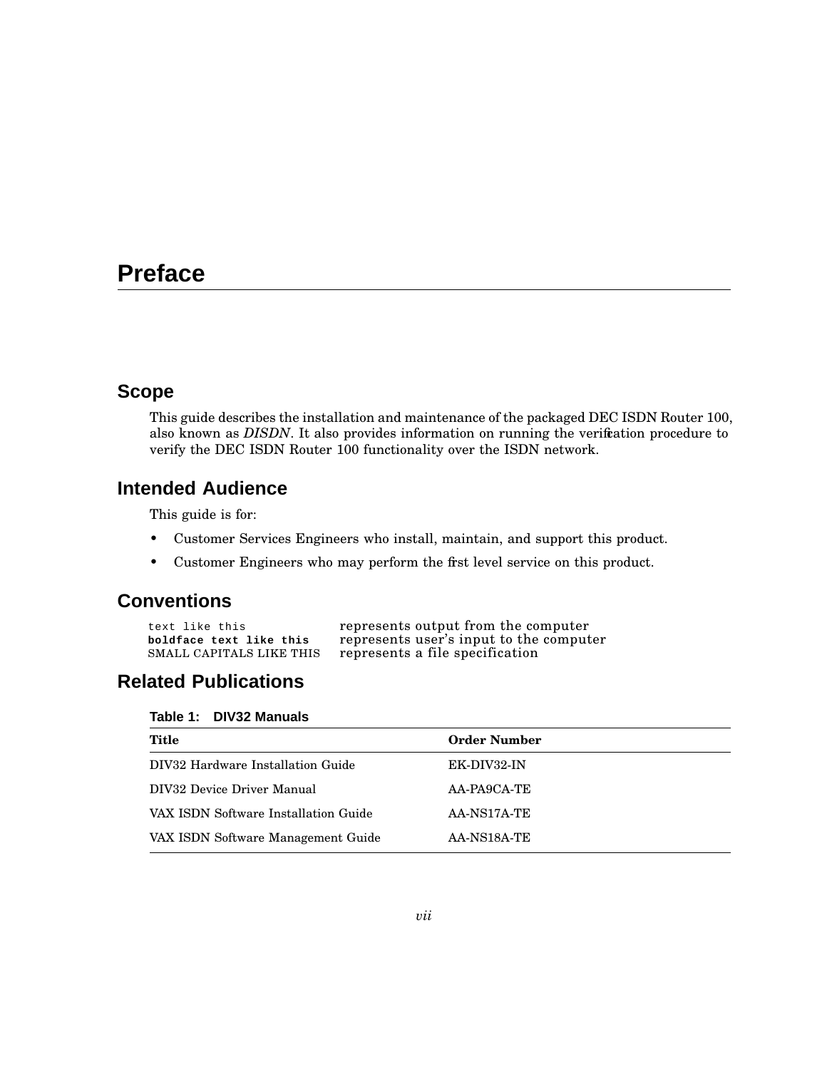# Preface

## Scope

This guide describes the installation and maintenance of the packaged DEC ISDN Router 100, also known as *DISDN*. It also provides information on running the verification procedure to verify the DEC ISDN Router 100 functionality over the ISDN network.

## Intended Audience

This guide is for:

- Customer Services Engineers who install, maintain, and support this product.
- Customer Engineers who may perform the first level service on this product.

## Conventions

| | |
|---|---|
| `text like this` | represents output from the computer |
| **`boldface text like this`** | represents user's input to the computer |
| SMALL CAPITALS LIKE THIS | represents a file specification |

## Related Publications

**Table 1: DIV32 Manuals**

| Title | Order Number |
|---|---|
| DIV32 Hardware Installation Guide | EK-DIV32-IN |
| DIV32 Device Driver Manual | AA-PA9CA-TE |
| VAX ISDN Software Installation Guide | AA-NS17A-TE |
| VAX ISDN Software Management Guide | AA-NS18A-TE |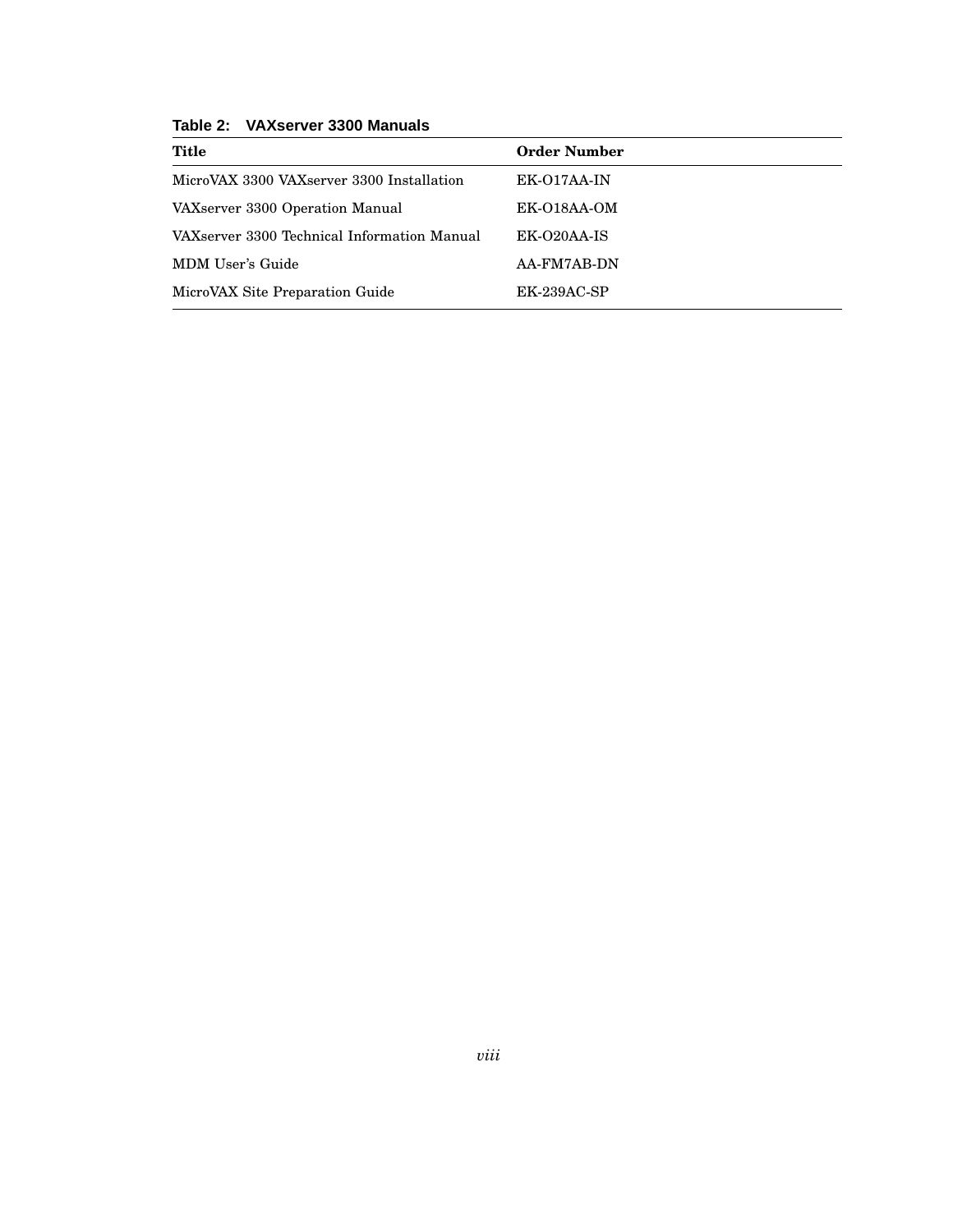**Table 2: VAXserver 3300 Manuals**

| Title | Order Number |
| --- | --- |
| MicroVAX 3300 VAXserver 3300 Installation | EK-O17AA-IN |
| VAXserver 3300 Operation Manual | EK-O18AA-OM |
| VAXserver 3300 Technical Information Manual | EK-O20AA-IS |
| MDM User's Guide | AA-FM7AB-DN |
| MicroVAX Site Preparation Guide | EK-239AC-SP |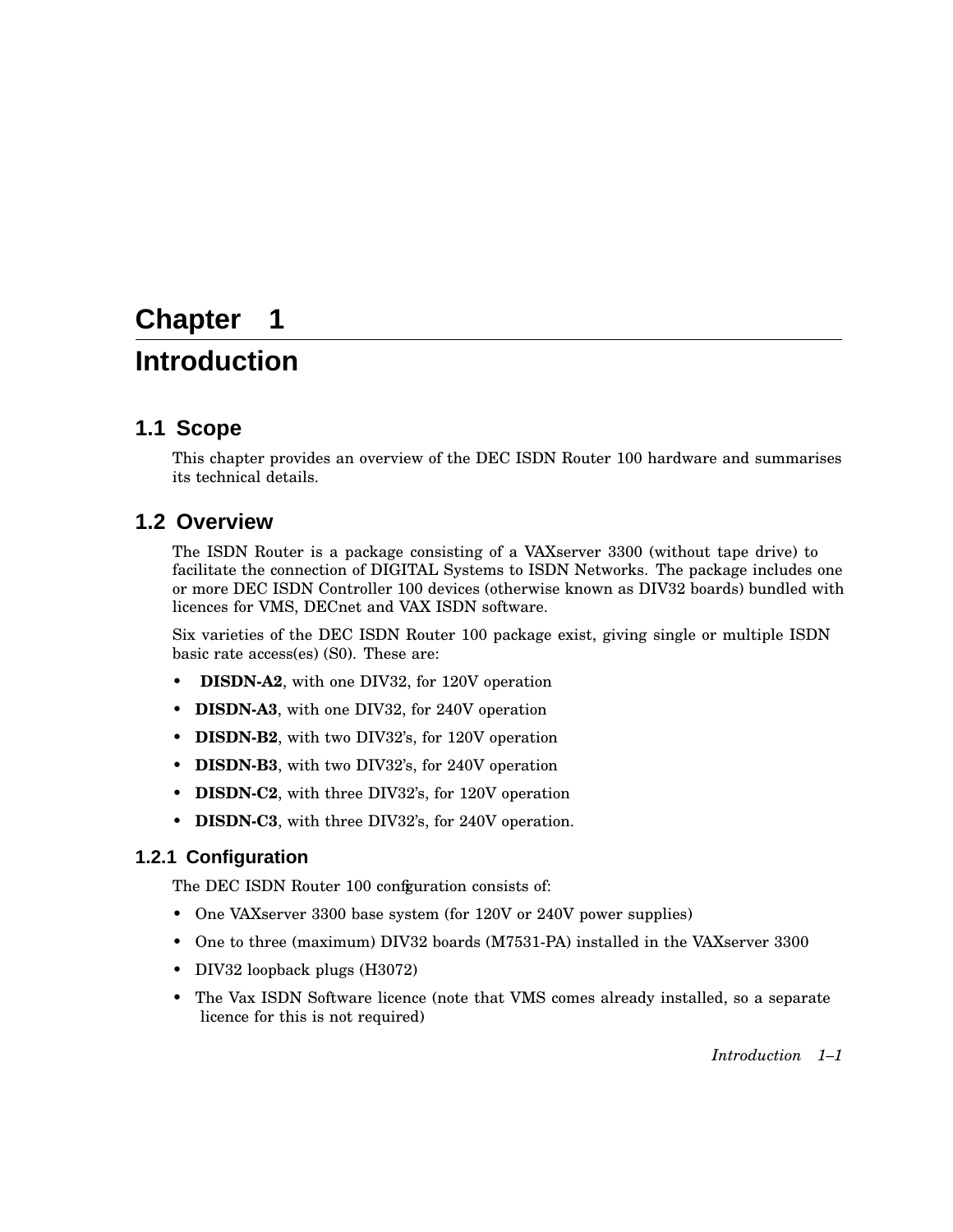# Chapter 1

# Introduction

## 1.1 Scope

This chapter provides an overview of the DEC ISDN Router 100 hardware and summarises its technical details.

## 1.2 Overview

The ISDN Router is a package consisting of a VAXserver 3300 (without tape drive) to facilitate the connection of DIGITAL Systems to ISDN Networks. The package includes one or more DEC ISDN Controller 100 devices (otherwise known as DIV32 boards) bundled with licences for VMS, DECnet and VAX ISDN software.

Six varieties of the DEC ISDN Router 100 package exist, giving single or multiple ISDN basic rate access(es) (S0). These are:

- **DISDN-A2**, with one DIV32, for 120V operation
- **DISDN-A3**, with one DIV32, for 240V operation
- **DISDN-B2**, with two DIV32's, for 120V operation
- **DISDN-B3**, with two DIV32's, for 240V operation
- **DISDN-C2**, with three DIV32's, for 120V operation
- **DISDN-C3**, with three DIV32's, for 240V operation.

### 1.2.1 Configuration

The DEC ISDN Router 100 configuration consists of:

- One VAXserver 3300 base system (for 120V or 240V power supplies)
- One to three (maximum) DIV32 boards (M7531-PA) installed in the VAXserver 3300
- DIV32 loopback plugs (H3072)
- The Vax ISDN Software licence (note that VMS comes already installed, so a separate licence for this is not required)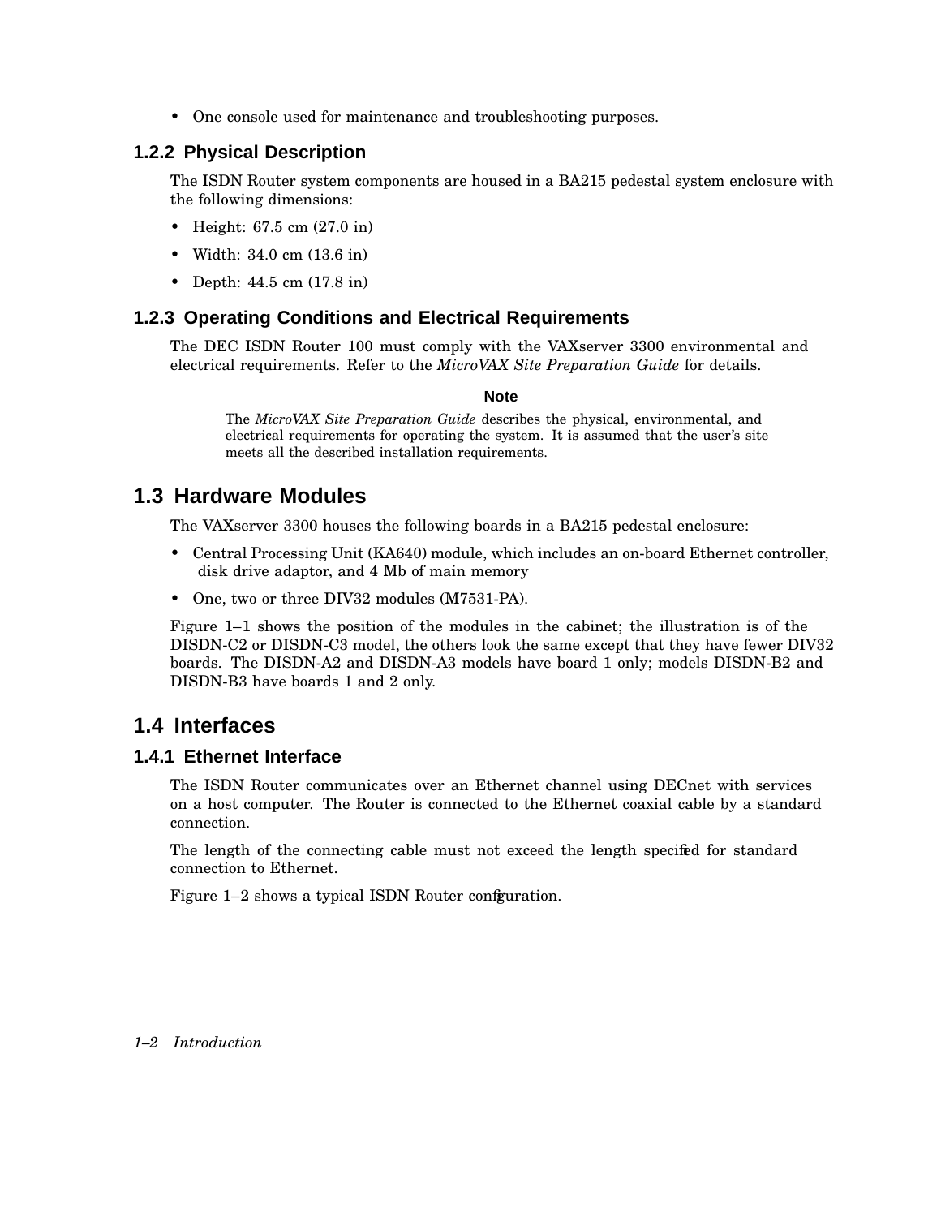- One console used for maintenance and troubleshooting purposes.

### 1.2.2 Physical Description

The ISDN Router system components are housed in a BA215 pedestal system enclosure with the following dimensions:

- Height: 67.5 cm (27.0 in)
- Width: 34.0 cm (13.6 in)
- Depth: 44.5 cm (17.8 in)

### 1.2.3 Operating Conditions and Electrical Requirements

The DEC ISDN Router 100 must comply with the VAXserver 3300 environmental and electrical requirements. Refer to the *MicroVAX Site Preparation Guide* for details.

**Note**

The *MicroVAX Site Preparation Guide* describes the physical, environmental, and electrical requirements for operating the system. It is assumed that the user's site meets all the described installation requirements.

## 1.3 Hardware Modules

The VAXserver 3300 houses the following boards in a BA215 pedestal enclosure:

- Central Processing Unit (KA640) module, which includes an on-board Ethernet controller, disk drive adaptor, and 4 Mb of main memory
- One, two or three DIV32 modules (M7531-PA).

Figure 1–1 shows the position of the modules in the cabinet; the illustration is of the DISDN-C2 or DISDN-C3 model, the others look the same except that they have fewer DIV32 boards. The DISDN-A2 and DISDN-A3 models have board 1 only; models DISDN-B2 and DISDN-B3 have boards 1 and 2 only.

## 1.4 Interfaces

### 1.4.1 Ethernet Interface

The ISDN Router communicates over an Ethernet channel using DECnet with services on a host computer. The Router is connected to the Ethernet coaxial cable by a standard connection.

The length of the connecting cable must not exceed the length specified for standard connection to Ethernet.

Figure 1–2 shows a typical ISDN Router configuration.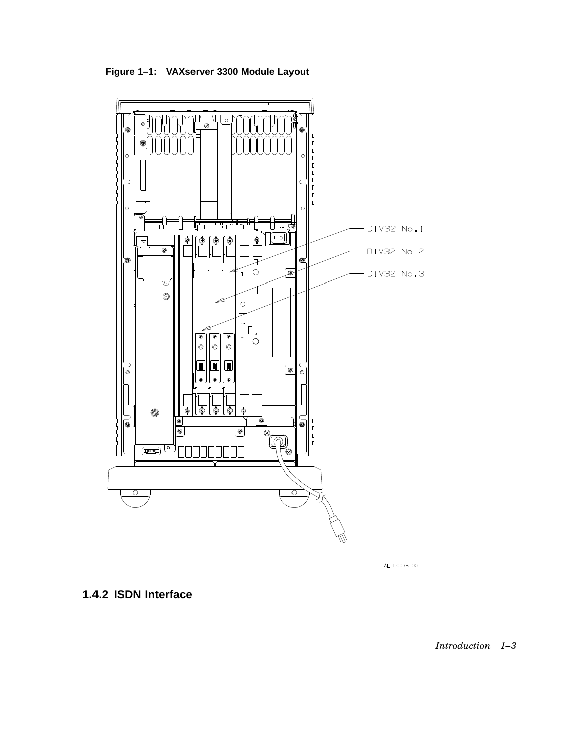**Figure 1–1: VAXserver 3300 Module Layout**

DIV32 No.1

DIV32 No.2

DIV32 No.3

AE-U007B-00

### 1.4.2 ISDN Interface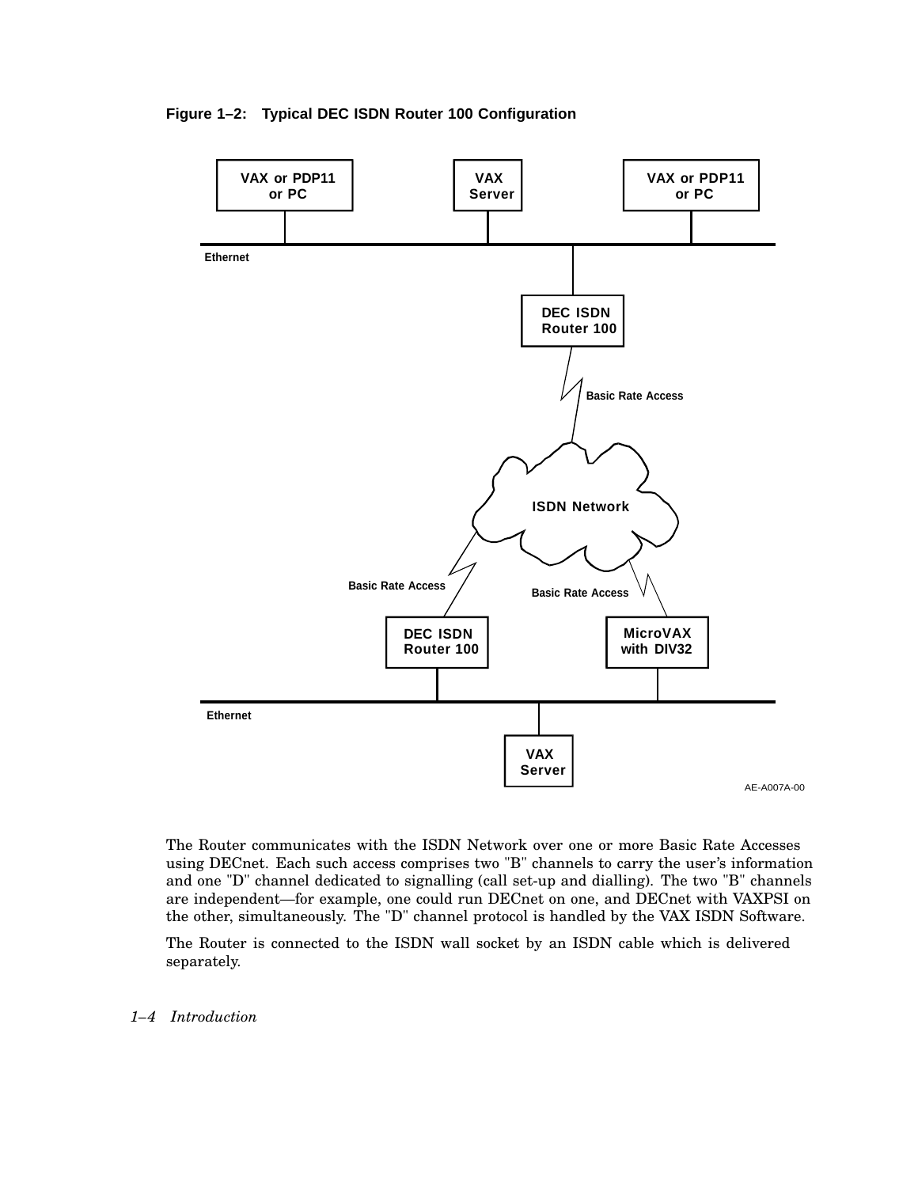**Figure 1–2: Typical DEC ISDN Router 100 Configuration**

The Router communicates with the ISDN Network over one or more Basic Rate Accesses using DECnet. Each such access comprises two "B" channels to carry the user's information and one "D" channel dedicated to signalling (call set-up and dialling). The two "B" channels are independent—for example, one could run DECnet on one, and DECnet with VAXPSI on the other, simultaneously. The "D" channel protocol is handled by the VAX ISDN Software.

The Router is connected to the ISDN wall socket by an ISDN cable which is delivered separately.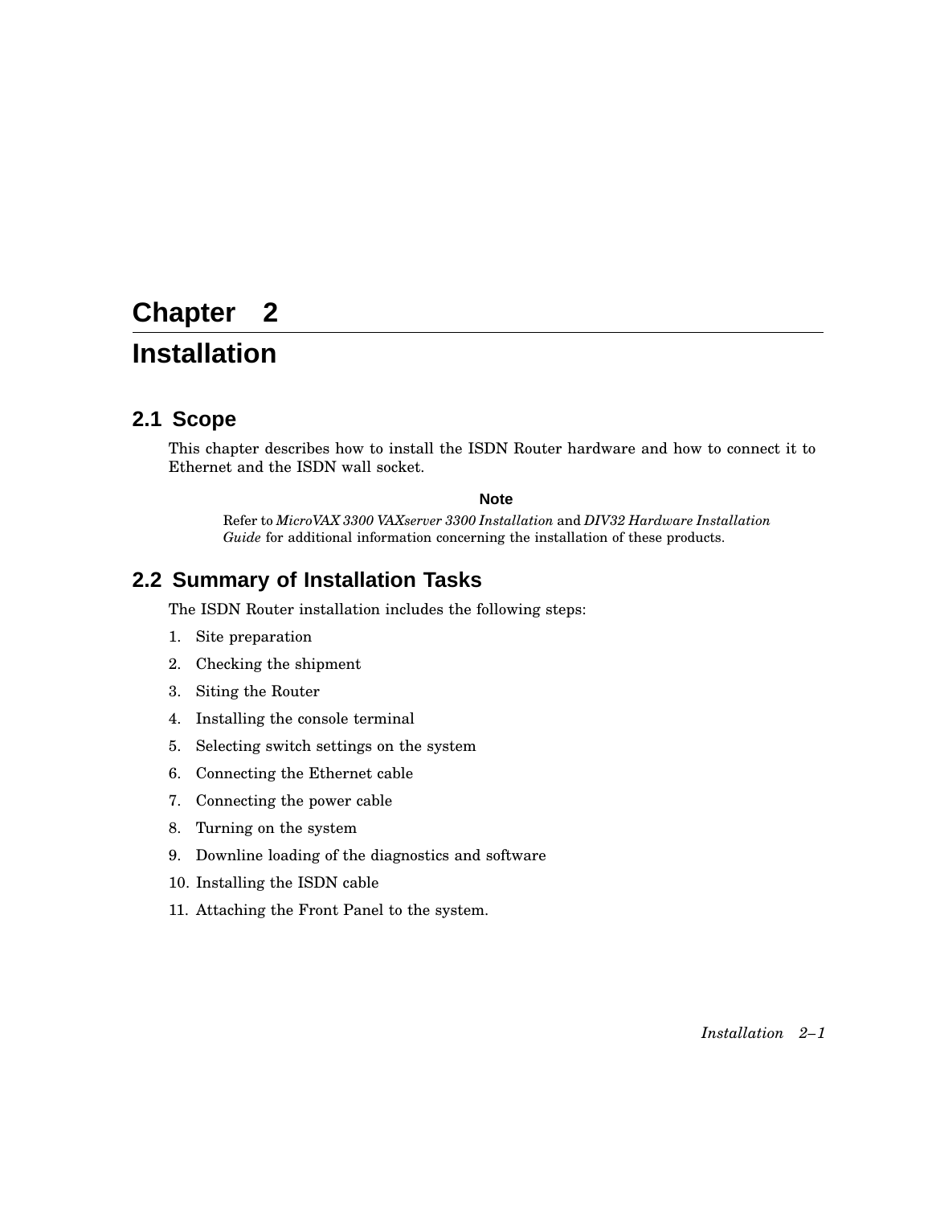# Chapter 2
# Installation

## 2.1 Scope

This chapter describes how to install the ISDN Router hardware and how to connect it to Ethernet and the ISDN wall socket.

**Note**

Refer to *MicroVAX 3300 VAXserver 3300 Installation* and *DIV32 Hardware Installation Guide* for additional information concerning the installation of these products.

## 2.2 Summary of Installation Tasks

The ISDN Router installation includes the following steps:

1. Site preparation
2. Checking the shipment
3. Siting the Router
4. Installing the console terminal
5. Selecting switch settings on the system
6. Connecting the Ethernet cable
7. Connecting the power cable
8. Turning on the system
9. Downline loading of the diagnostics and software
10. Installing the ISDN cable
11. Attaching the Front Panel to the system.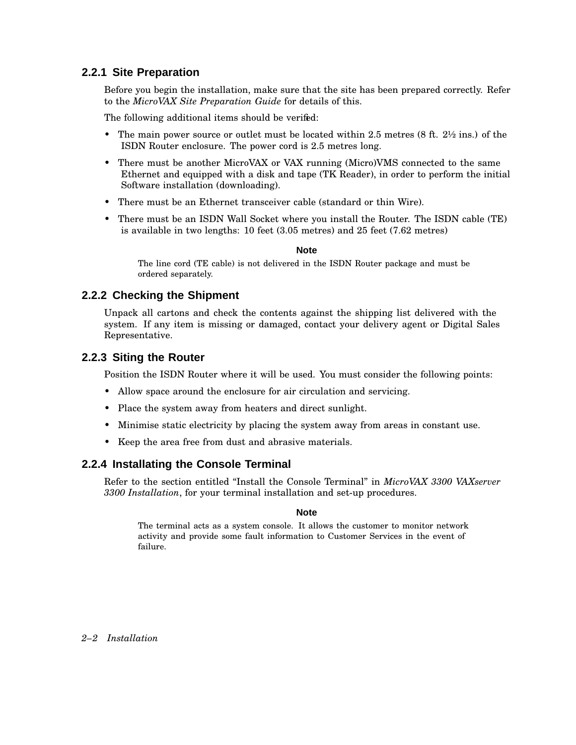### 2.2.1 Site Preparation

Before you begin the installation, make sure that the site has been prepared correctly. Refer to the *MicroVAX Site Preparation Guide* for details of this.

The following additional items should be verified:

- The main power source or outlet must be located within 2.5 metres (8 ft. 2½ ins.) of the ISDN Router enclosure. The power cord is 2.5 metres long.
- There must be another MicroVAX or VAX running (Micro)VMS connected to the same Ethernet and equipped with a disk and tape (TK Reader), in order to perform the initial Software installation (downloading).
- There must be an Ethernet transceiver cable (standard or thin Wire).
- There must be an ISDN Wall Socket where you install the Router. The ISDN cable (TE) is available in two lengths: 10 feet (3.05 metres) and 25 feet (7.62 metres)

**Note**

The line cord (TE cable) is not delivered in the ISDN Router package and must be ordered separately.

### 2.2.2 Checking the Shipment

Unpack all cartons and check the contents against the shipping list delivered with the system. If any item is missing or damaged, contact your delivery agent or Digital Sales Representative.

### 2.2.3 Siting the Router

Position the ISDN Router where it will be used. You must consider the following points:

- Allow space around the enclosure for air circulation and servicing.
- Place the system away from heaters and direct sunlight.
- Minimise static electricity by placing the system away from areas in constant use.
- Keep the area free from dust and abrasive materials.

### 2.2.4 Installating the Console Terminal

Refer to the section entitled "Install the Console Terminal" in *MicroVAX 3300 VAXserver 3300 Installation*, for your terminal installation and set-up procedures.

**Note**

The terminal acts as a system console. It allows the customer to monitor network activity and provide some fault information to Customer Services in the event of failure.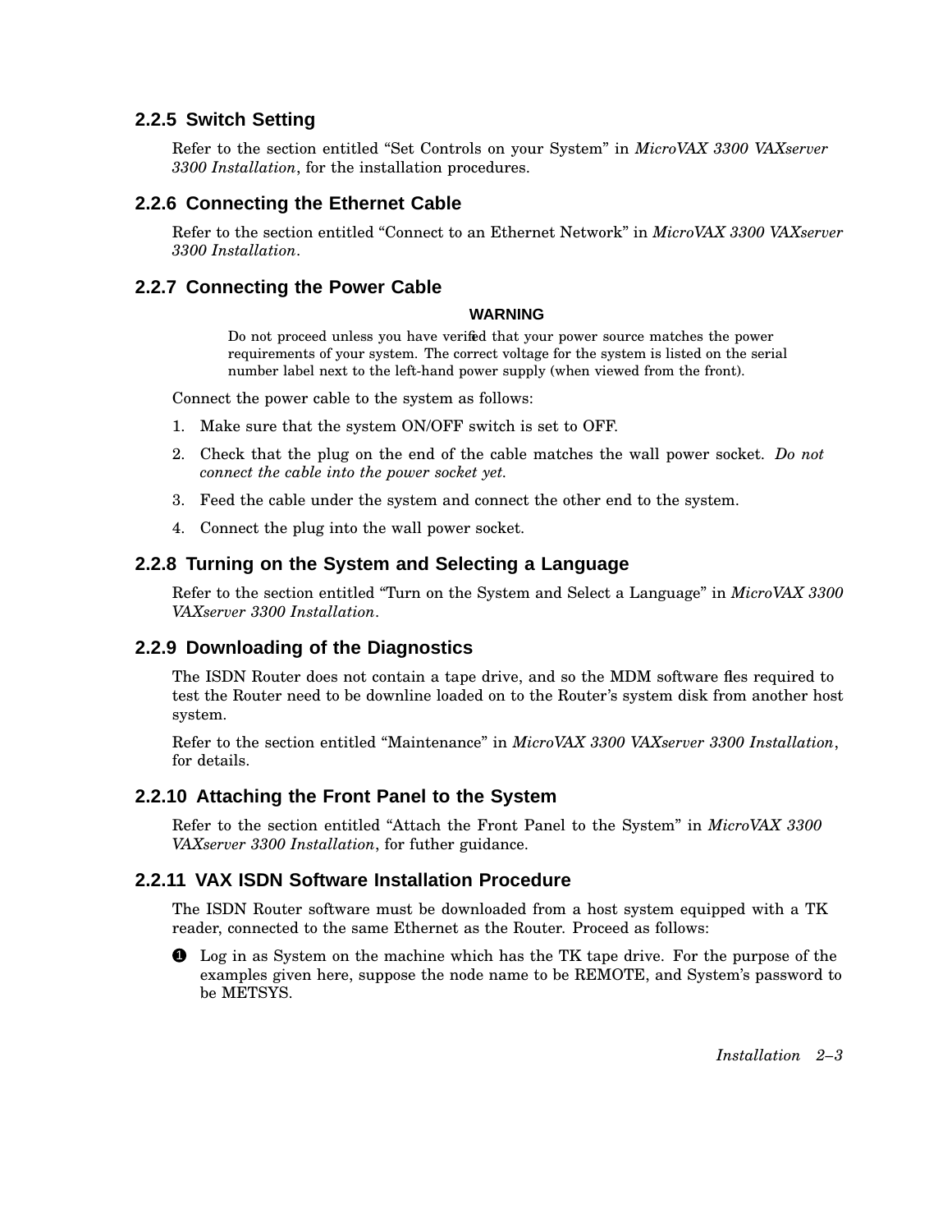### 2.2.5 Switch Setting

Refer to the section entitled “Set Controls on your System” in *MicroVAX 3300 VAXserver 3300 Installation*, for the installation procedures.

### 2.2.6 Connecting the Ethernet Cable

Refer to the section entitled “Connect to an Ethernet Network” in *MicroVAX 3300 VAXserver 3300 Installation*.

### 2.2.7 Connecting the Power Cable

**WARNING**

> Do not proceed unless you have verified that your power source matches the power requirements of your system. The correct voltage for the system is listed on the serial number label next to the left-hand power supply (when viewed from the front).

Connect the power cable to the system as follows:

1. Make sure that the system ON/OFF switch is set to OFF.
2. Check that the plug on the end of the cable matches the wall power socket. *Do not connect the cable into the power socket yet.*
3. Feed the cable under the system and connect the other end to the system.
4. Connect the plug into the wall power socket.

### 2.2.8 Turning on the System and Selecting a Language

Refer to the section entitled “Turn on the System and Select a Language” in *MicroVAX 3300 VAXserver 3300 Installation*.

### 2.2.9 Downloading of the Diagnostics

The ISDN Router does not contain a tape drive, and so the MDM software files required to test the Router need to be downline loaded on to the Router’s system disk from another host system.

Refer to the section entitled “Maintenance” in *MicroVAX 3300 VAXserver 3300 Installation*, for details.

### 2.2.10 Attaching the Front Panel to the System

Refer to the section entitled “Attach the Front Panel to the System” in *MicroVAX 3300 VAXserver 3300 Installation*, for futher guidance.

### 2.2.11 VAX ISDN Software Installation Procedure

The ISDN Router software must be downloaded from a host system equipped with a TK reader, connected to the same Ethernet as the Router. Proceed as follows:

❶ Log in as System on the machine which has the TK tape drive. For the purpose of the examples given here, suppose the node name to be REMOTE, and System’s password to be METSYS.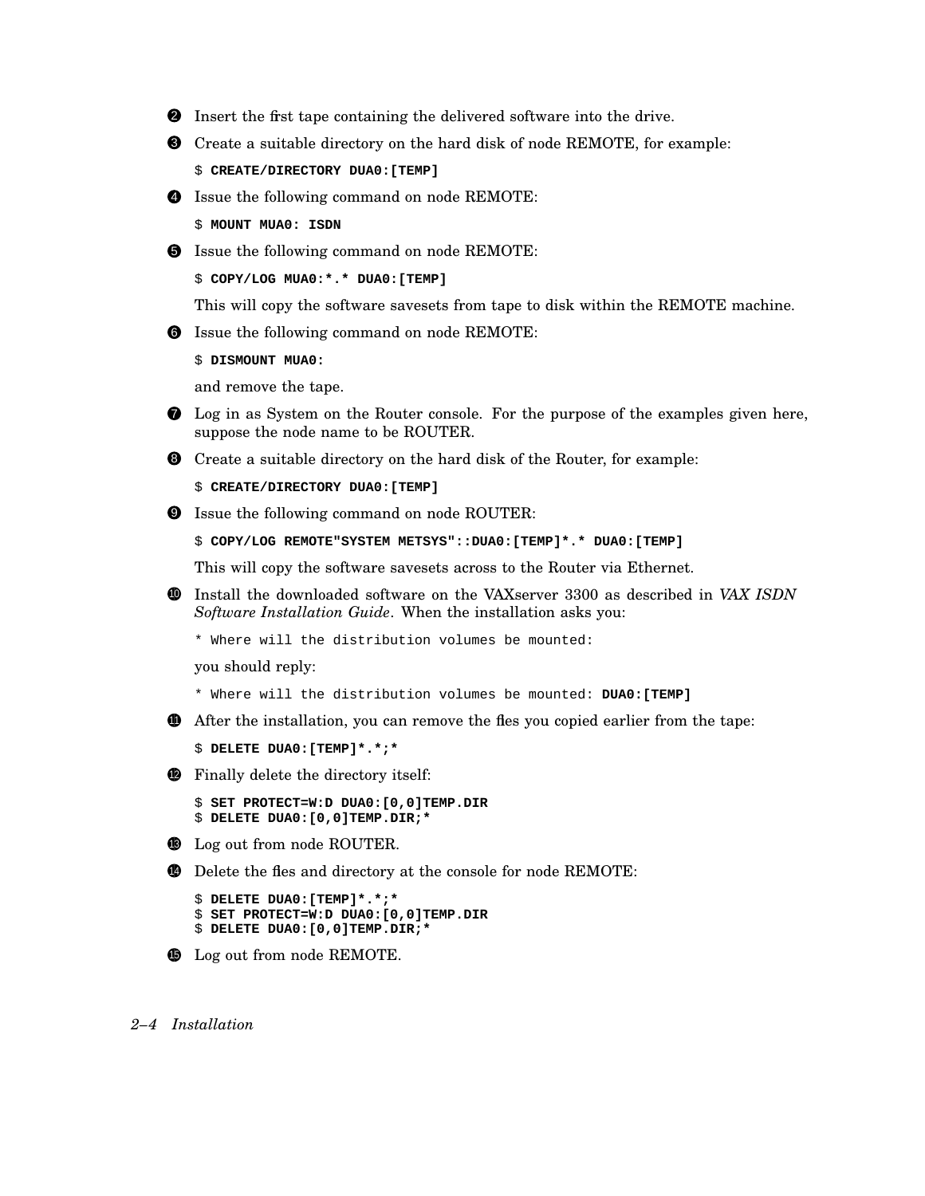2. Insert the first tape containing the delivered software into the drive.

3. Create a suitable directory on the hard disk of node REMOTE, for example:

   ```
   $ CREATE/DIRECTORY DUA0:[TEMP]
   ```

4. Issue the following command on node REMOTE:

   ```
   $ MOUNT MUA0: ISDN
   ```

5. Issue the following command on node REMOTE:

   ```
   $ COPY/LOG MUA0:*.* DUA0:[TEMP]
   ```

   This will copy the software savesets from tape to disk within the REMOTE machine.

6. Issue the following command on node REMOTE:

   ```
   $ DISMOUNT MUA0:
   ```

   and remove the tape.

7. Log in as System on the Router console. For the purpose of the examples given here, suppose the node name to be ROUTER.

8. Create a suitable directory on the hard disk of the Router, for example:

   ```
   $ CREATE/DIRECTORY DUA0:[TEMP]
   ```

9. Issue the following command on node ROUTER:

   ```
   $ COPY/LOG REMOTE"SYSTEM METSYS"::DUA0:[TEMP]*.* DUA0:[TEMP]
   ```

   This will copy the software savesets across to the Router via Ethernet.

10. Install the downloaded software on the VAXserver 3300 as described in *VAX ISDN Software Installation Guide*. When the installation asks you:

    ```
    * Where will the distribution volumes be mounted:
    ```

    you should reply:

    ```
    * Where will the distribution volumes be mounted: DUA0:[TEMP]
    ```

11. After the installation, you can remove the files you copied earlier from the tape:

    ```
    $ DELETE DUA0:[TEMP]*.*;*
    ```

12. Finally delete the directory itself:

    ```
    $ SET PROTECT=W:D DUA0:[0,0]TEMP.DIR
    $ DELETE DUA0:[0,0]TEMP.DIR;*
    ```

13. Log out from node ROUTER.

14. Delete the files and directory at the console for node REMOTE:

    ```
    $ DELETE DUA0:[TEMP]*.*;*
    $ SET PROTECT=W:D DUA0:[0,0]TEMP.DIR
    $ DELETE DUA0:[0,0]TEMP.DIR;*
    ```

15. Log out from node REMOTE.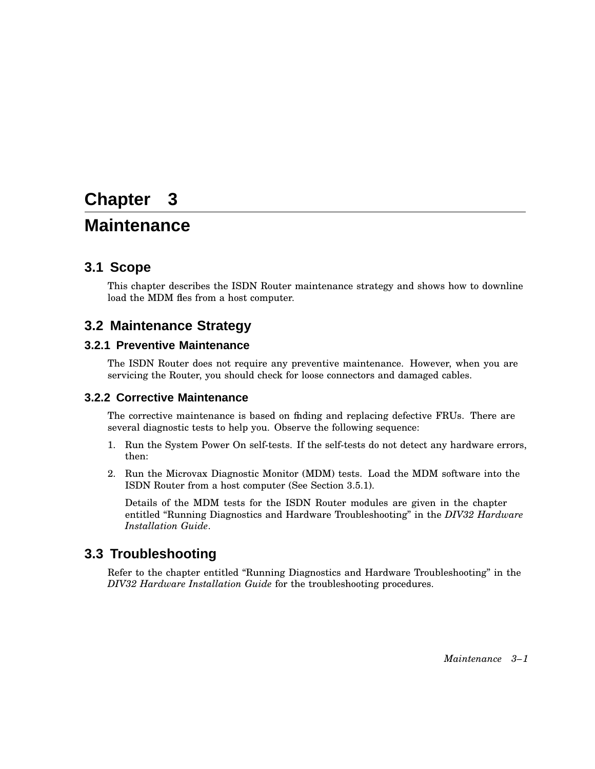# Chapter 3

# Maintenance

## 3.1 Scope

This chapter describes the ISDN Router maintenance strategy and shows how to downline load the MDM files from a host computer.

## 3.2 Maintenance Strategy

### 3.2.1 Preventive Maintenance

The ISDN Router does not require any preventive maintenance. However, when you are servicing the Router, you should check for loose connectors and damaged cables.

### 3.2.2 Corrective Maintenance

The corrective maintenance is based on finding and replacing defective FRUs. There are several diagnostic tests to help you. Observe the following sequence:

1. Run the System Power On self-tests. If the self-tests do not detect any hardware errors, then:
2. Run the Microvax Diagnostic Monitor (MDM) tests. Load the MDM software into the ISDN Router from a host computer (See Section 3.5.1).

   Details of the MDM tests for the ISDN Router modules are given in the chapter entitled "Running Diagnostics and Hardware Troubleshooting" in the *DIV32 Hardware Installation Guide*.

## 3.3 Troubleshooting

Refer to the chapter entitled "Running Diagnostics and Hardware Troubleshooting" in the *DIV32 Hardware Installation Guide* for the troubleshooting procedures.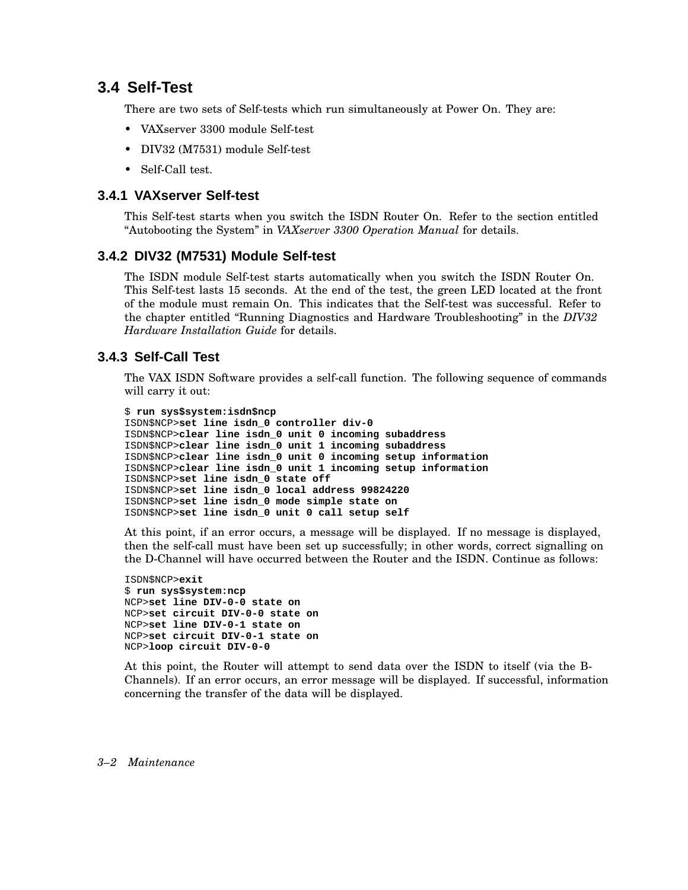## 3.4 Self-Test

There are two sets of Self-tests which run simultaneously at Power On. They are:

- VAXserver 3300 module Self-test
- DIV32 (M7531) module Self-test
- Self-Call test.

### 3.4.1 VAXserver Self-test

This Self-test starts when you switch the ISDN Router On. Refer to the section entitled "Autobooting the System" in *VAXserver 3300 Operation Manual* for details.

### 3.4.2 DIV32 (M7531) Module Self-test

The ISDN module Self-test starts automatically when you switch the ISDN Router On. This Self-test lasts 15 seconds. At the end of the test, the green LED located at the front of the module must remain On. This indicates that the Self-test was successful. Refer to the chapter entitled "Running Diagnostics and Hardware Troubleshooting" in the *DIV32 Hardware Installation Guide* for details.

### 3.4.3 Self-Call Test

The VAX ISDN Software provides a self-call function. The following sequence of commands will carry it out:

```
$ run sys$system:isdn$ncp
ISDN$NCP>set line isdn_0 controller div-0
ISDN$NCP>clear line isdn_0 unit 0 incoming subaddress
ISDN$NCP>clear line isdn_0 unit 1 incoming subaddress
ISDN$NCP>clear line isdn_0 unit 0 incoming setup information
ISDN$NCP>clear line isdn_0 unit 1 incoming setup information
ISDN$NCP>set line isdn_0 state off
ISDN$NCP>set line isdn_0 local address 99824220
ISDN$NCP>set line isdn_0 mode simple state on
ISDN$NCP>set line isdn_0 unit 0 call setup self
```

At this point, if an error occurs, a message will be displayed. If no message is displayed, then the self-call must have been set up successfully; in other words, correct signalling on the D-Channel will have occurred between the Router and the ISDN. Continue as follows:

```
ISDN$NCP>exit
$ run sys$system:ncp
NCP>set line DIV-0-0 state on
NCP>set circuit DIV-0-0 state on
NCP>set line DIV-0-1 state on
NCP>set circuit DIV-0-1 state on
NCP>loop circuit DIV-0-0
```

At this point, the Router will attempt to send data over the ISDN to itself (via the B-Channels). If an error occurs, an error message will be displayed. If successful, information concerning the transfer of the data will be displayed.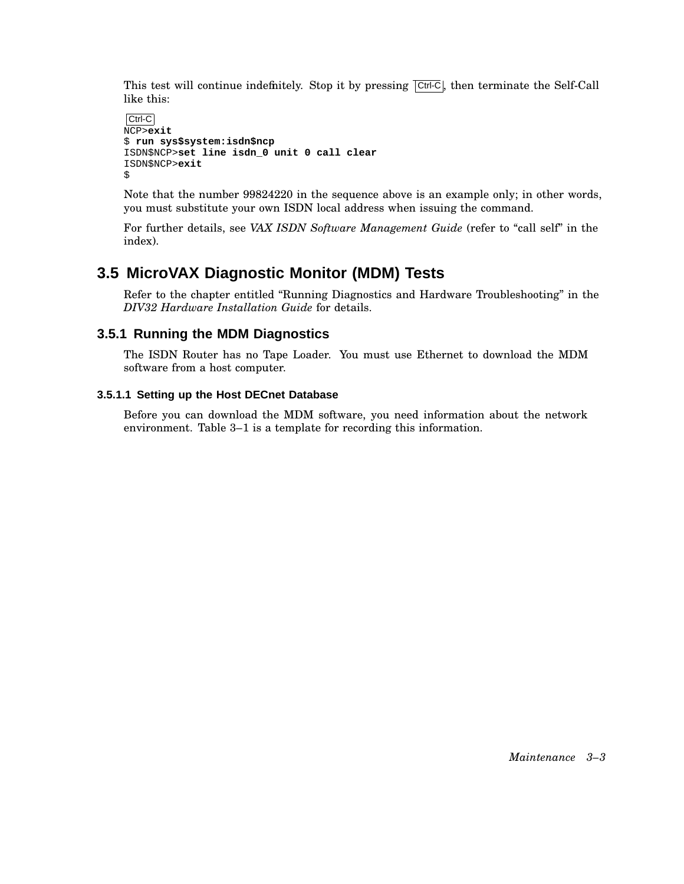This test will continue indefinitely. Stop it by pressing Ctrl-C, then terminate the Self-Call like this:

```
Ctrl-C
NCP>exit
$ run sys$system:isdn$ncp
ISDN$NCP>set line isdn_0 unit 0 call clear
ISDN$NCP>exit
$
```

Note that the number 99824220 in the sequence above is an example only; in other words, you must substitute your own ISDN local address when issuing the command.

For further details, see *VAX ISDN Software Management Guide* (refer to “call self” in the index).

## 3.5 MicroVAX Diagnostic Monitor (MDM) Tests

Refer to the chapter entitled “Running Diagnostics and Hardware Troubleshooting” in the *DIV32 Hardware Installation Guide* for details.

### 3.5.1 Running the MDM Diagnostics

The ISDN Router has no Tape Loader. You must use Ethernet to download the MDM software from a host computer.

#### 3.5.1.1 Setting up the Host DECnet Database

Before you can download the MDM software, you need information about the network environment. Table 3–1 is a template for recording this information.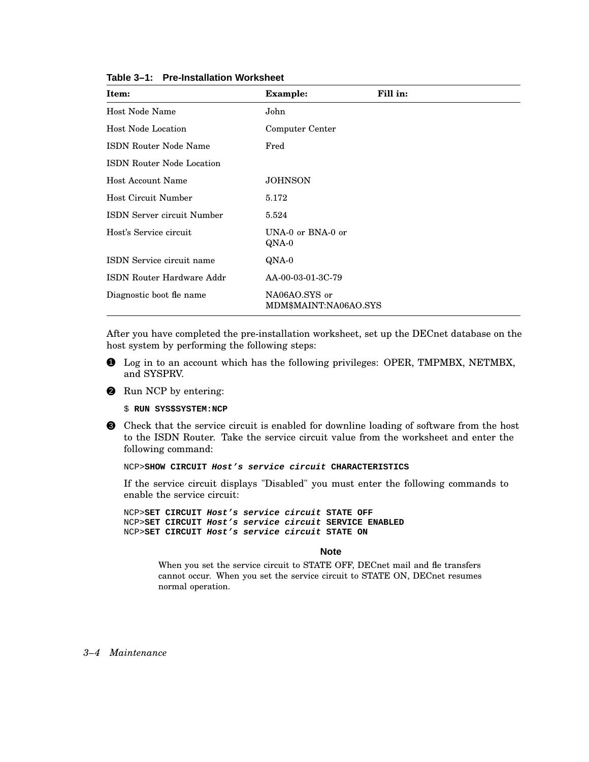**Table 3–1: Pre-Installation Worksheet**

| Item: | Example: | Fill in: |
|---|---|---|
| Host Node Name | John | |
| Host Node Location | Computer Center | |
| ISDN Router Node Name | Fred | |
| ISDN Router Node Location | | |
| Host Account Name | JOHNSON | |
| Host Circuit Number | 5.172 | |
| ISDN Server circuit Number | 5.524 | |
| Host's Service circuit | UNA-0 or BNA-0 or QNA-0 | |
| ISDN Service circuit name | QNA-0 | |
| ISDN Router Hardware Addr | AA-00-03-01-3C-79 | |
| Diagnostic boot fle name | NA06AO.SYS or MDM$MAINT:NA06AO.SYS | |

After you have completed the pre-installation worksheet, set up the DECnet database on the host system by performing the following steps:

❶ Log in to an account which has the following privileges: OPER, TMPMBX, NETMBX, and SYSPRV.

❷ Run NCP by entering:

```
$ RUN SYS$SYSTEM:NCP
```

❸ Check that the service circuit is enabled for downline loading of software from the host to the ISDN Router. Take the service circuit value from the worksheet and enter the following command:

```
NCP>SHOW CIRCUIT Host's service circuit CHARACTERISTICS
```

If the service circuit displays "Disabled" you must enter the following commands to enable the service circuit:

```
NCP>SET CIRCUIT Host's service circuit STATE OFF
NCP>SET CIRCUIT Host's service circuit SERVICE ENABLED
NCP>SET CIRCUIT Host's service circuit STATE ON
```

**Note**

When you set the service circuit to STATE OFF, DECnet mail and fle transfers cannot occur. When you set the service circuit to STATE ON, DECnet resumes normal operation.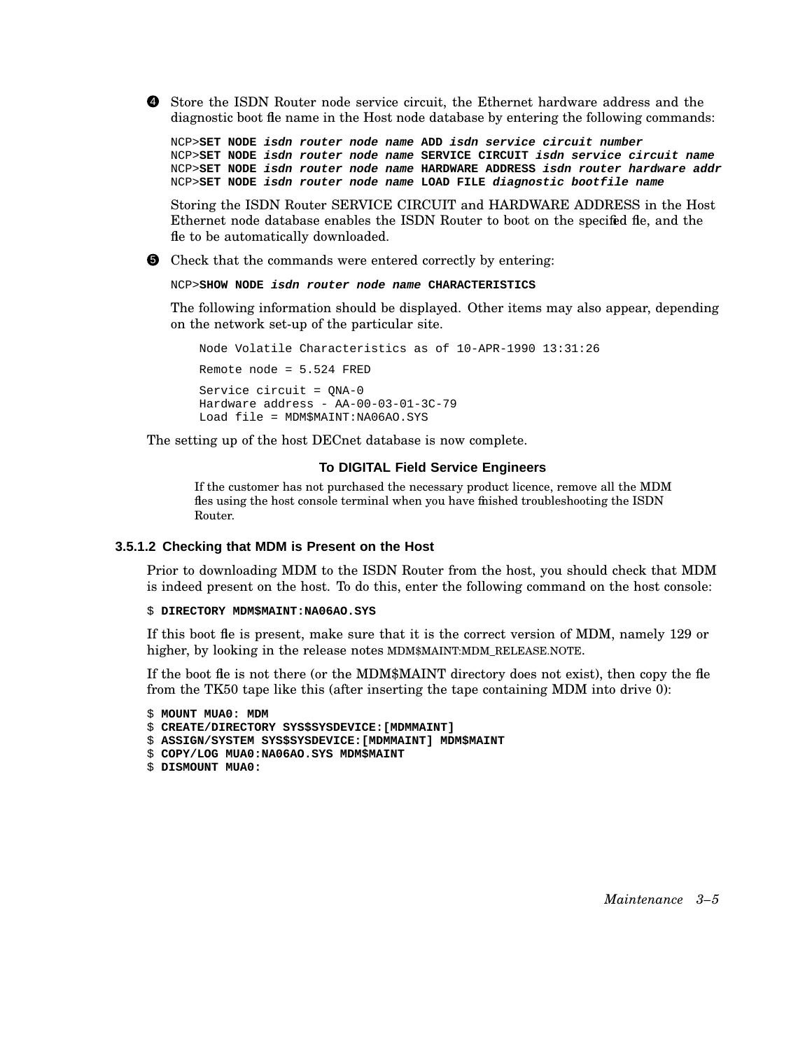4. Store the ISDN Router node service circuit, the Ethernet hardware address and the diagnostic boot file name in the Host node database by entering the following commands:

   ```
   NCP>SET NODE isdn router node name ADD isdn service circuit number
   NCP>SET NODE isdn router node name SERVICE CIRCUIT isdn service circuit name
   NCP>SET NODE isdn router node name HARDWARE ADDRESS isdn router hardware addr
   NCP>SET NODE isdn router node name LOAD FILE diagnostic bootfile name
   ```

   Storing the ISDN Router SERVICE CIRCUIT and HARDWARE ADDRESS in the Host Ethernet node database enables the ISDN Router to boot on the specified file, and the file to be automatically downloaded.

5. Check that the commands were entered correctly by entering:

   ```
   NCP>SHOW NODE isdn router node name CHARACTERISTICS
   ```

   The following information should be displayed. Other items may also appear, depending on the network set-up of the particular site.

   ```
   Node Volatile Characteristics as of 10-APR-1990 13:31:26

   Remote node = 5.524 FRED

   Service circuit = QNA-0
   Hardware address - AA-00-03-01-3C-79
   Load file = MDM$MAINT:NA06AO.SYS
   ```

The setting up of the host DECnet database is now complete.

**To DIGITAL Field Service Engineers**

If the customer has not purchased the necessary product licence, remove all the MDM files using the host console terminal when you have finished troubleshooting the ISDN Router.

#### 3.5.1.2 Checking that MDM is Present on the Host

Prior to downloading MDM to the ISDN Router from the host, you should check that MDM is indeed present on the host. To do this, enter the following command on the host console:

```
$ DIRECTORY MDM$MAINT:NA06AO.SYS
```

If this boot file is present, make sure that it is the correct version of MDM, namely 129 or higher, by looking in the release notes MDM$MAINT:MDM_RELEASE.NOTE.

If the boot file is not there (or the MDM$MAINT directory does not exist), then copy the file from the TK50 tape like this (after inserting the tape containing MDM into drive 0):

```
$ MOUNT MUA0: MDM
$ CREATE/DIRECTORY SYS$SYSDEVICE:[MDMMAINT]
$ ASSIGN/SYSTEM SYS$SYSDEVICE:[MDMMAINT] MDM$MAINT
$ COPY/LOG MUA0:NA06AO.SYS MDM$MAINT
$ DISMOUNT MUA0:
```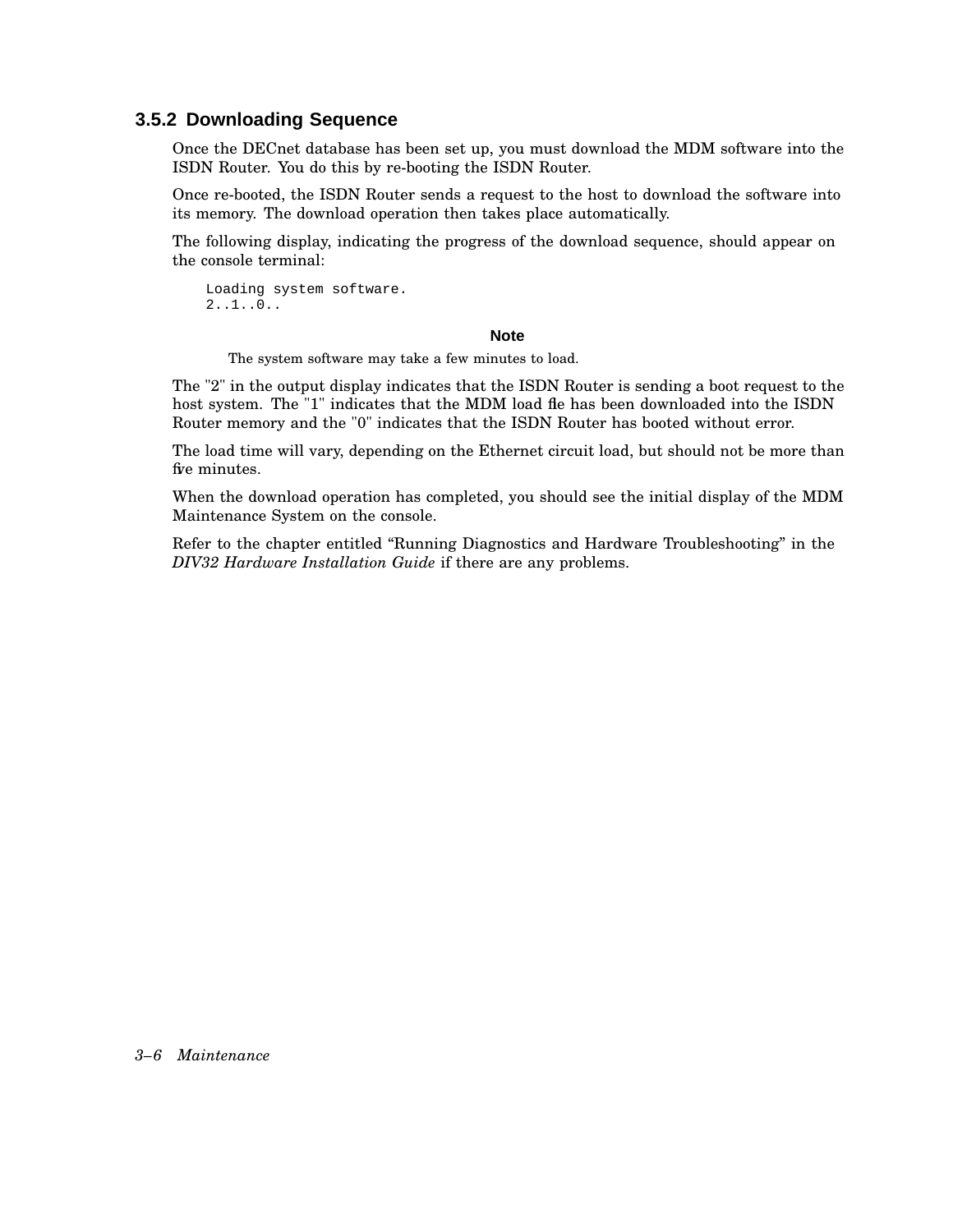### 3.5.2 Downloading Sequence

Once the DECnet database has been set up, you must download the MDM software into the ISDN Router. You do this by re-booting the ISDN Router.

Once re-booted, the ISDN Router sends a request to the host to download the software into its memory. The download operation then takes place automatically.

The following display, indicating the progress of the download sequence, should appear on the console terminal:

```
Loading system software.
2..1..0..
```

**Note**

The system software may take a few minutes to load.

The "2" in the output display indicates that the ISDN Router is sending a boot request to the host system. The "1" indicates that the MDM load file has been downloaded into the ISDN Router memory and the "0" indicates that the ISDN Router has booted without error.

The load time will vary, depending on the Ethernet circuit load, but should not be more than five minutes.

When the download operation has completed, you should see the initial display of the MDM Maintenance System on the console.

Refer to the chapter entitled “Running Diagnostics and Hardware Troubleshooting” in the *DIV32 Hardware Installation Guide* if there are any problems.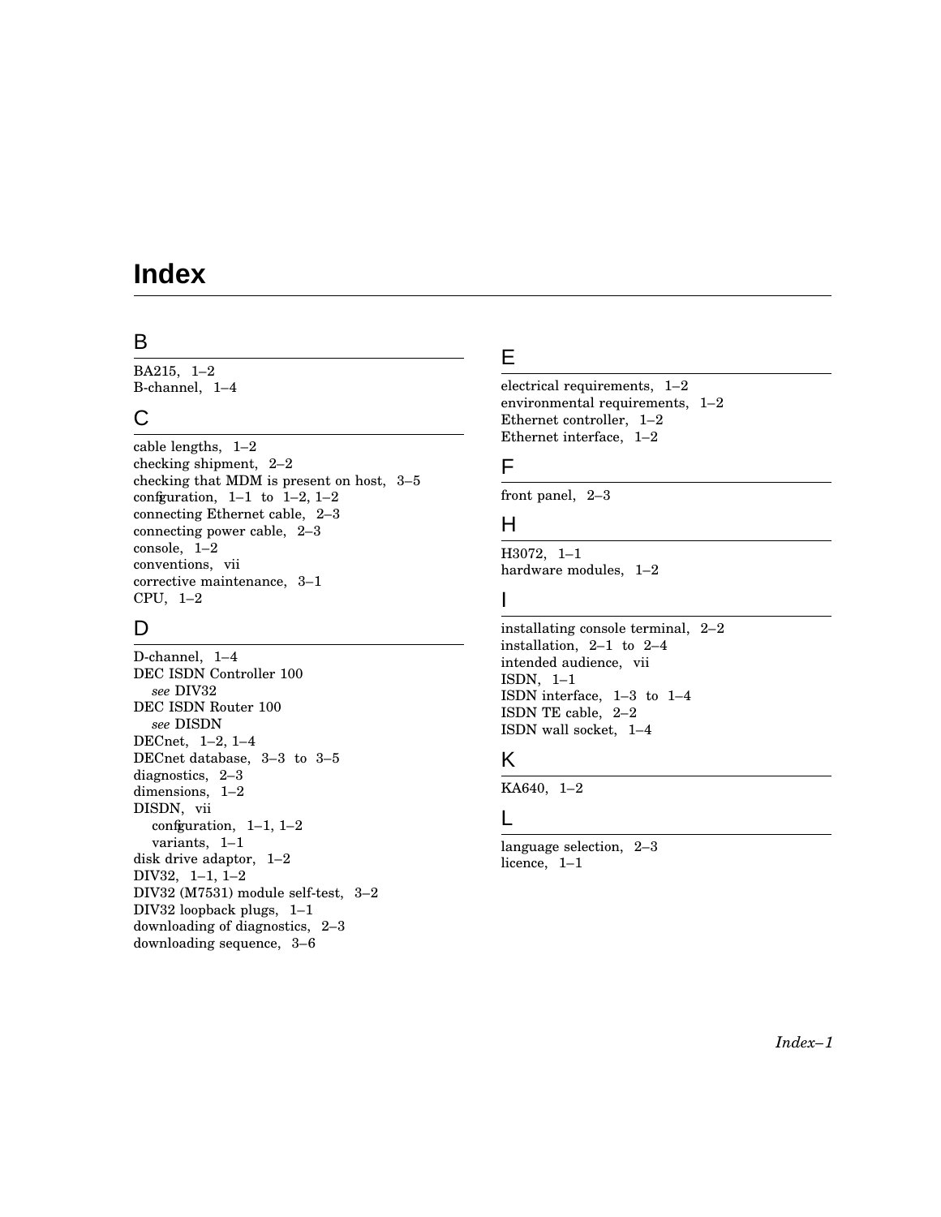# Index

## B

BA215, 1–2
B-channel, 1–4

## C

cable lengths, 1–2
checking shipment, 2–2
checking that MDM is present on host, 3–5
configuration, 1–1 to 1–2, 1–2
connecting Ethernet cable, 2–3
connecting power cable, 2–3
console, 1–2
conventions, vii
corrective maintenance, 3–1
CPU, 1–2

## D

D-channel, 1–4
DEC ISDN Controller 100
  *see* DIV32
DEC ISDN Router 100
  *see* DISDN
DECnet, 1–2, 1–4
DECnet database, 3–3 to 3–5
diagnostics, 2–3
dimensions, 1–2
DISDN, vii
  configuration, 1–1, 1–2
  variants, 1–1
disk drive adaptor, 1–2
DIV32, 1–1, 1–2
DIV32 (M7531) module self-test, 3–2
DIV32 loopback plugs, 1–1
downloading of diagnostics, 2–3
downloading sequence, 3–6

## E

electrical requirements, 1–2
environmental requirements, 1–2
Ethernet controller, 1–2
Ethernet interface, 1–2

## F

front panel, 2–3

## H

H3072, 1–1
hardware modules, 1–2

## I

installating console terminal, 2–2
installation, 2–1 to 2–4
intended audience, vii
ISDN, 1–1
ISDN interface, 1–3 to 1–4
ISDN TE cable, 2–2
ISDN wall socket, 1–4

## K

KA640, 1–2

## L

language selection, 2–3
licence, 1–1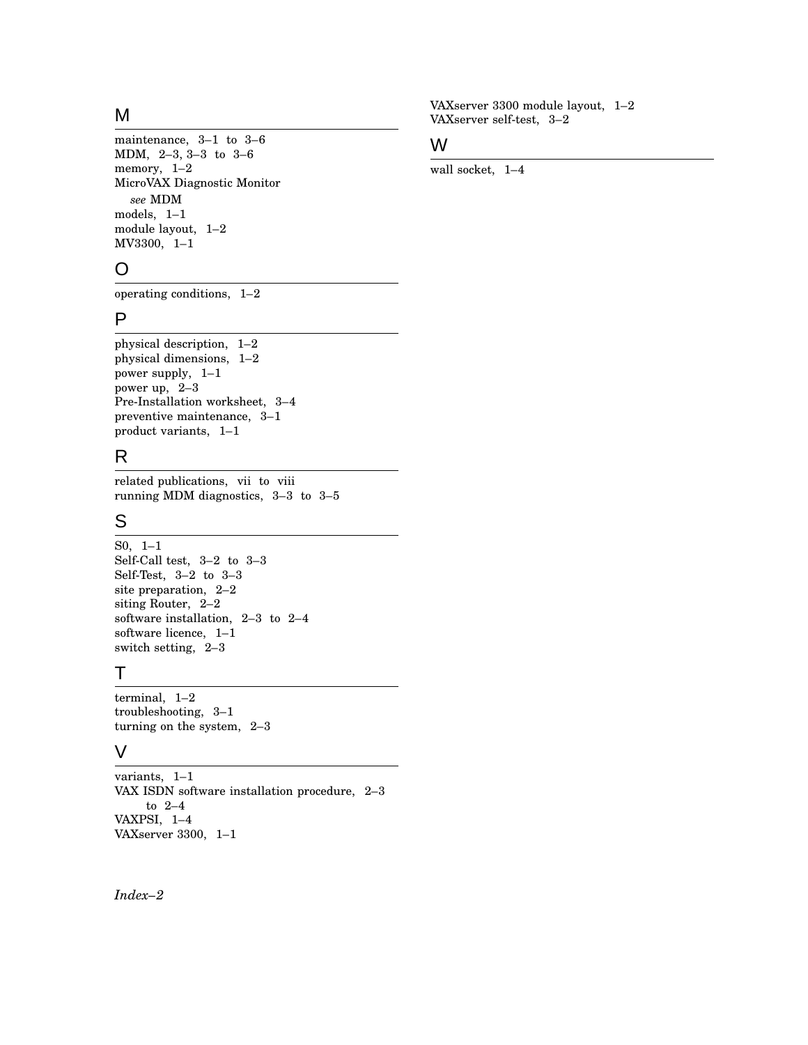## M

maintenance, 3–1 to 3–6
MDM, 2–3, 3–3 to 3–6
memory, 1–2
MicroVAX Diagnostic Monitor
  *see* MDM
models, 1–1
module layout, 1–2
MV3300, 1–1

## O

operating conditions, 1–2

## P

physical description, 1–2
physical dimensions, 1–2
power supply, 1–1
power up, 2–3
Pre-Installation worksheet, 3–4
preventive maintenance, 3–1
product variants, 1–1

## R

related publications, vii to viii
running MDM diagnostics, 3–3 to 3–5

## S

S0, 1–1
Self-Call test, 3–2 to 3–3
Self-Test, 3–2 to 3–3
site preparation, 2–2
siting Router, 2–2
software installation, 2–3 to 2–4
software licence, 1–1
switch setting, 2–3

## T

terminal, 1–2
troubleshooting, 3–1
turning on the system, 2–3

## V

variants, 1–1
VAX ISDN software installation procedure, 2–3 to 2–4
VAXPSI, 1–4
VAXserver 3300, 1–1
VAXserver 3300 module layout, 1–2
VAXserver self-test, 3–2

## W

wall socket, 1–4